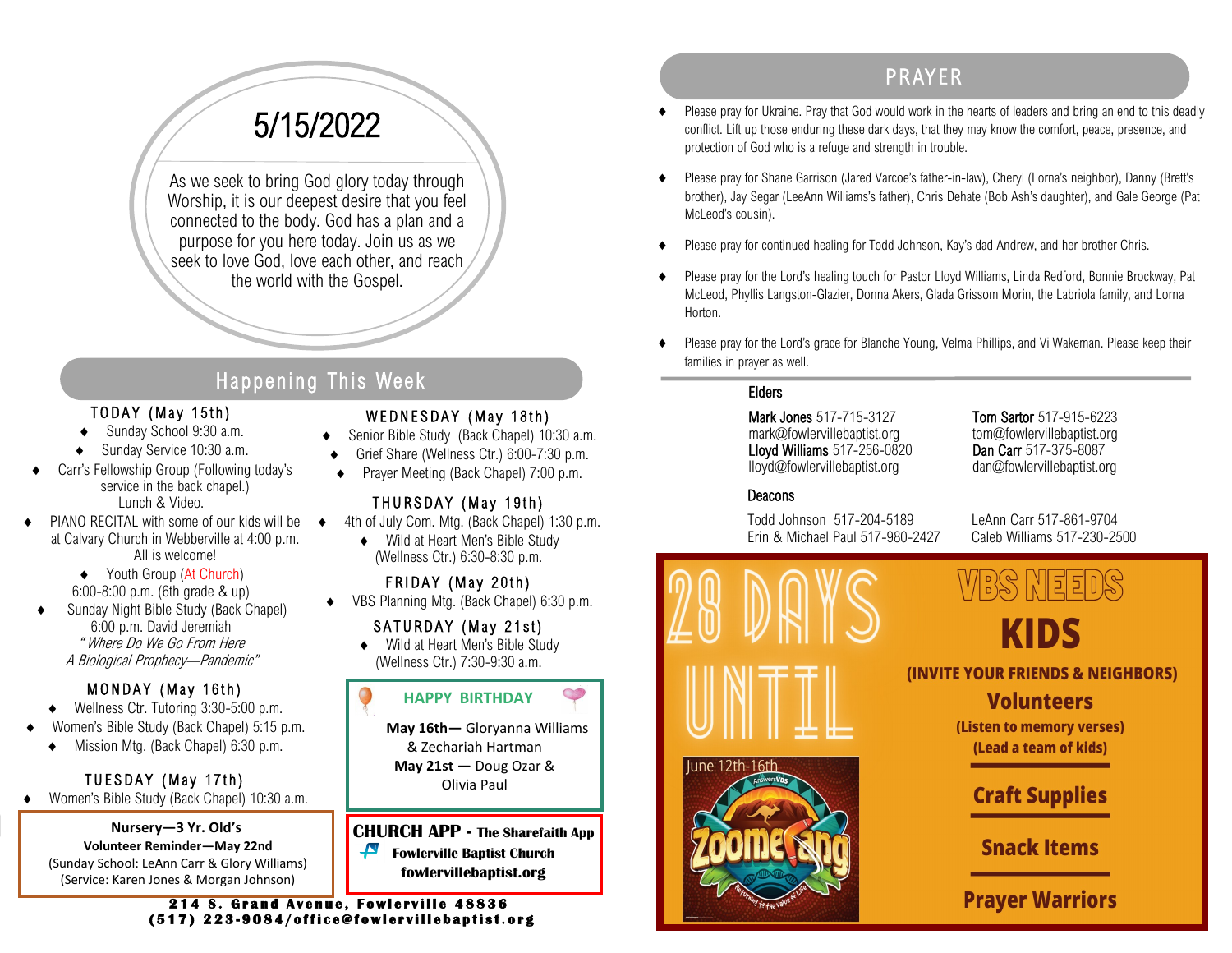# 5/15/2022

As we seek to bring God glory today through Worship, it is our deepest desire that you feel connected to the body. God has a plan and a purpose for you here today. Join us as we seek to love God, love each other, and reach the world with the Gospel.

## Happening This Week

### TODAY (May 15th)

- Sunday School 9:30 a.m.
- Sunday Service 10:30 a.m.
- Carr's Fellowship Group (Following today's service in the back chapel.) Lunch & Video.
- PIANO RECITAL with some of our kids will be at Calvary Church in Webberville at 4:00 p.m. All is welcome!
- Youth Group (At Church) 6:00-8:00 p.m. (6th grade & up)
- Sunday Night Bible Study (Back Chapel) 6:00 p.m. David Jeremiah *"Where Do We Go From Here A Biological Prophecy—Pandemic"*

### MONDAY (May 16th)

- Wellness Ctr. Tutoring 3:30-5:00 p.m.
- Women's Bible Study (Back Chapel) 5:15 p.m.
- Mission Mtg. (Back Chapel) 6:30 p.m.

### TUESDAY (May 17th)

- Women's Bible Study (Back Chapel) 10:30 a.m.

### WEDNESDAY (May 18th)

- Senior Bible Study (Back Chapel) 10:30 a.m.
- Grief Share (Wellness Ctr.) 6:00-7:30 p.m.
- Prayer Meeting (Back Chapel) 7:00 p.m.

### THURSDAY (May 19th)

- 4th of July Com. Mtg. (Back Chapel) 1:30 p.m.
- Wild at Heart Men's Bible Study (Wellness Ctr.) 6:30-8:30 p.m.

### FRIDAY (May 20th)

- VBS Planning Mtg. (Back Chapel) 6:30 p.m.

### SATURDAY (May 21st)

- Wild at Heart Men's Bible Study (Wellness Ctr.) 7:30-9:30 a.m.

**Nursery—3 Yr. Old's**
**Volunteer Reminder—May 22nd**
(Sunday School: LeAnn Carr & Glory Williams)
(Service: Karen Jones & Morgan Johnson)

**HAPPY BIRTHDAY**

**May 16th—** Gloryanna Williams & Zechariah Hartman
**May 21st —** Doug Ozar & Olivia Paul

**CHURCH APP - The Sharefaith App**
**Fowlerville Baptist Church**
**fowlervillebaptist.org**

**214 S. Grand Avenue, Fowlerville 48836**
**(517) 223-9084/office@fowlervillebaptist.org**

## PRAYER

- Please pray for Ukraine. Pray that God would work in the hearts of leaders and bring an end to this deadly conflict. Lift up those enduring these dark days, that they may know the comfort, peace, presence, and protection of God who is a refuge and strength in trouble.
- Please pray for Shane Garrison (Jared Varcoe's father-in-law), Cheryl (Lorna's neighbor), Danny (Brett's brother), Jay Segar (LeeAnn Williams's father), Chris Dehate (Bob Ash's daughter), and Gale George (Pat McLeod's cousin).
- Please pray for continued healing for Todd Johnson, Kay's dad Andrew, and her brother Chris.
- Please pray for the Lord's healing touch for Pastor Lloyd Williams, Linda Redford, Bonnie Brockway, Pat McLeod, Phyllis Langston-Glazier, Donna Akers, Glada Grissom Morin, the Labriola family, and Lorna Horton.
- Please pray for the Lord's grace for Blanche Young, Velma Phillips, and Vi Wakeman. Please keep their families in prayer as well.

### Elders

**Mark Jones** 517-715-3127
mark@fowlervillebaptist.org
**Lloyd Williams** 517-256-0820
lloyd@fowlervillebaptist.org

**Tom Sartor** 517-915-6223
tom@fowlervillebaptist.org
**Dan Carr** 517-375-8087
dan@fowlervillebaptist.org

### Deacons

Todd Johnson 517-204-5189
Erin & Michael Paul 517-980-2427

LeAnn Carr 517-861-9704
Caleb Williams 517-230-2500

**28 DAYS UNTIL**

June 12th-16th

Zoomerang

**VBS NEEDS**

**KIDS**
**(INVITE YOUR FRIENDS & NEIGHBORS)**

**Volunteers**
**(Listen to memory verses)**
**(Lead a team of kids)**

**Craft Supplies**

**Snack Items**

**Prayer Warriors**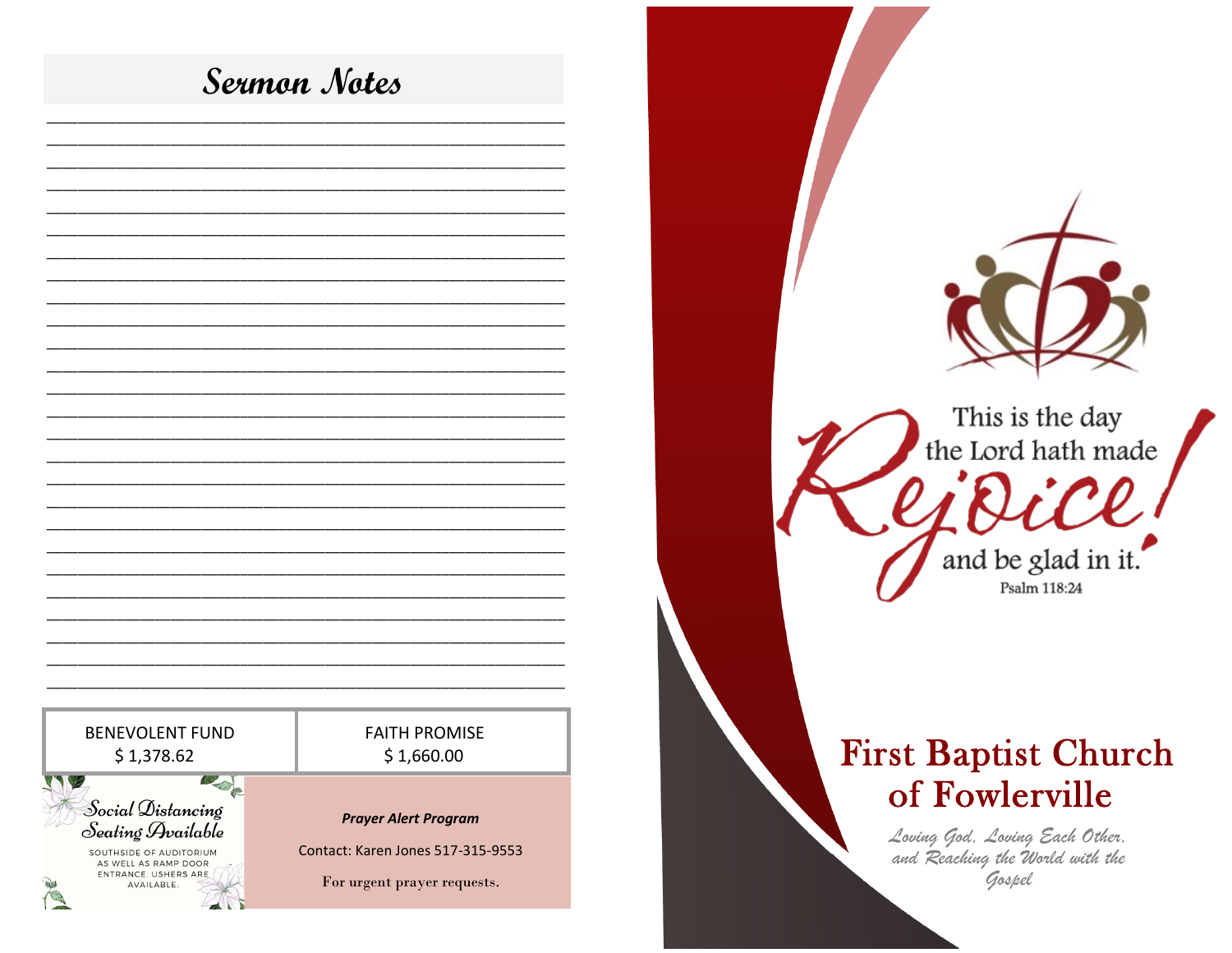## Sermon Notes

| BENEVOLENT FUND | FAITH PROMISE |
|---|---|
| $ 1,378.62 | $ 1,660.00 |

Social Distancing Seating Available

SOUTHSIDE OF AUDITORIUM AS WELL AS RAMP DOOR ENTRANCE. USHERS ARE AVAILABLE.

***Prayer Alert Program***

Contact: Karen Jones 517-315-9553

For urgent prayer requests.

This is the day the Lord hath made

Rejoice!

and be glad in it.

Psalm 118:24

# First Baptist Church of Fowlerville

*Loving God, Loving Each Other, and Reaching the World with the Gospel*